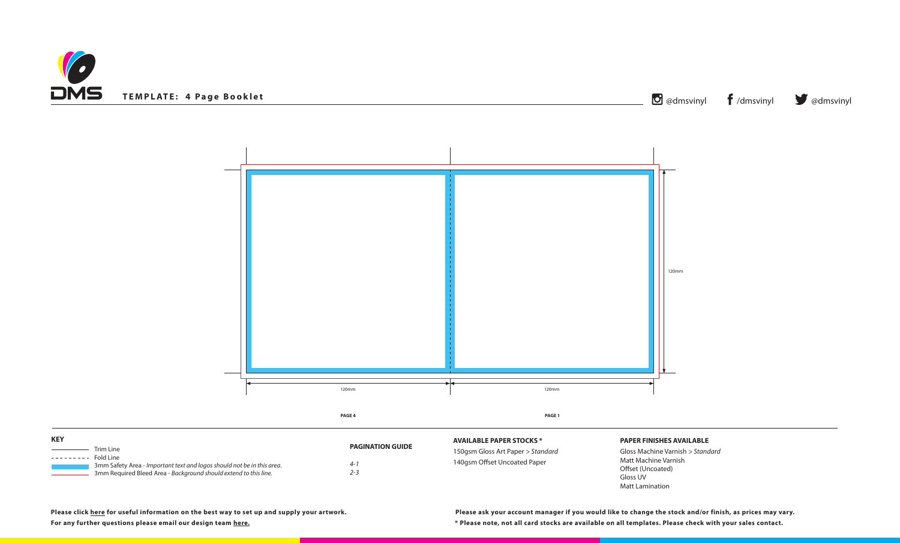DMS

**TEMPLATE: 4 Page Booklet**

@dmsvinyl /dmsvinyl @dmsvinyl

120mm

120mm 120mm

**PAGE 4** **PAGE 1**

**KEY**

- Trim Line
- Fold Line
- 3mm Safety Area - *Important text and logos should not be in this area.*
- 3mm Required Bleed Area - *Background should extend to this line.*

**PAGINATION GUIDE**

*4-1*
*2-3*

**AVAILABLE PAPER STOCKS ***

150gsm Gloss Art Paper > *Standard*
140gsm Offset Uncoated Paper

**PAPER FINISHES AVAILABLE**

Gloss Machine Varnish > *Standard*
Matt Machine Varnish
Offset (Uncoated)
Gloss UV
Matt Lamination

**Please click here for useful information on the best way to set up and supply your artwork.**
**For any further questions please email our design team here.**

**Please ask your account manager if you would like to change the stock and/or finish, as prices may vary.**
*** Please note, not all card stocks are available on all templates. Please check with your sales contact.**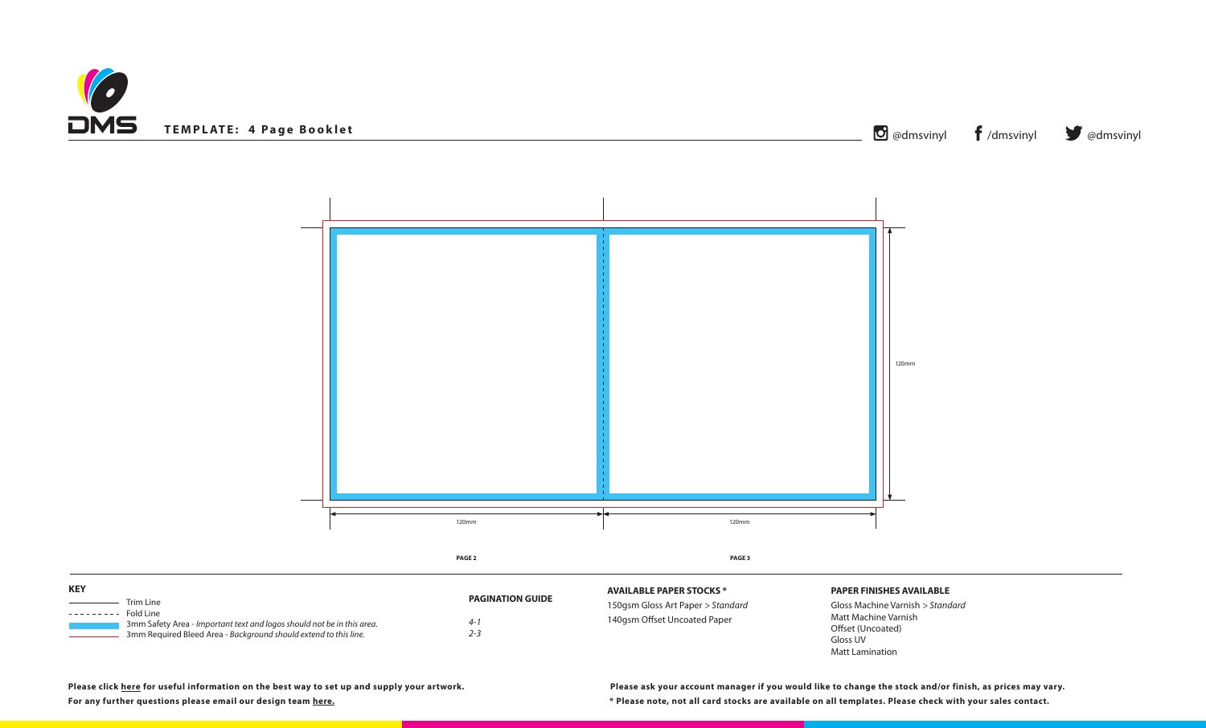TEMPLATE: 4 Page Booklet

@dmsvinyl /dmsvinyl @dmsvinyl

120mm

120mm

120mm

PAGE 2

PAGE 3

**KEY**

Trim Line
Fold Line
3mm Safety Area - *Important text and logos should not be in this area.*
3mm Required Bleed Area - *Background should extend to this line.*

**PAGINATION GUIDE**

*4-1*
*2-3*

**AVAILABLE PAPER STOCKS \***

150gsm Gloss Art Paper > *Standard*
140gsm Offset Uncoated Paper

**PAPER FINISHES AVAILABLE**

Gloss Machine Varnish > *Standard*
Matt Machine Varnish
Offset (Uncoated)
Gloss UV
Matt Lamination

**Please click here for useful information on the best way to set up and supply your artwork.**
**For any further questions please email our design team here.**

**Please ask your account manager if you would like to change the stock and/or finish, as prices may vary.**
**\* Please note, not all card stocks are available on all templates. Please check with your sales contact.**